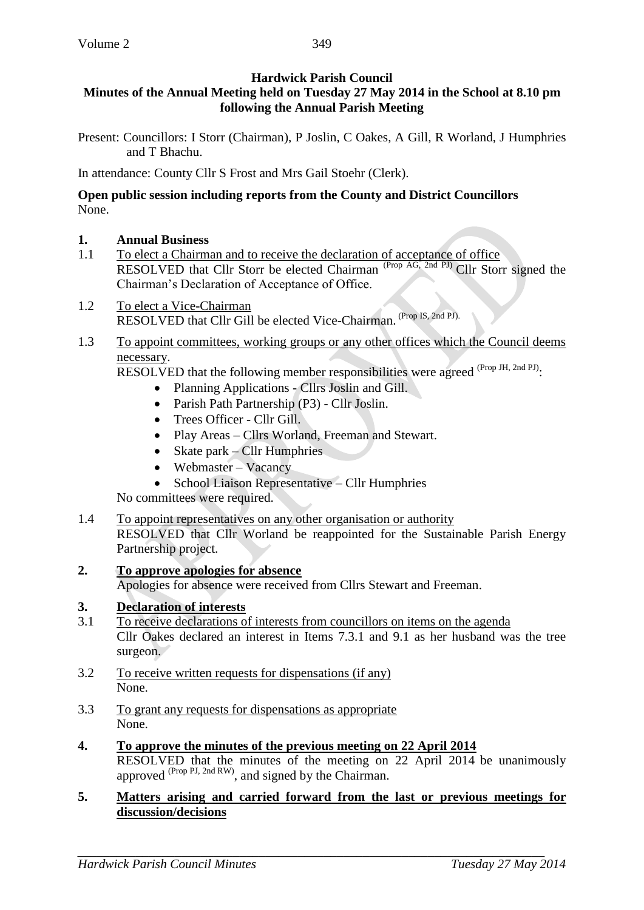**Hardwick Parish Council**

**Minutes of the Annual Meeting held on Tuesday 27 May 2014 in the School at 8.10 pm following the Annual Parish Meeting**

Present: Councillors: I Storr (Chairman), P Joslin, C Oakes, A Gill, R Worland, J Humphries and T Bhachu.

In attendance: County Cllr S Frost and Mrs Gail Stoehr (Clerk).

**Open public session including reports from the County and District Councillors**
None.

**1. Annual Business**

1.1 To elect a Chairman and to receive the declaration of acceptance of office
RESOLVED that Cllr Storr be elected Chairman (Prop AG, 2nd PJ) Cllr Storr signed the Chairman's Declaration of Acceptance of Office.

1.2 To elect a Vice-Chairman
RESOLVED that Cllr Gill be elected Vice-Chairman. (Prop IS, 2nd PJ).

1.3 To appoint committees, working groups or any other offices which the Council deems necessary.
RESOLVED that the following member responsibilities were agreed (Prop JH, 2nd PJ):

- Planning Applications - Cllrs Joslin and Gill.
- Parish Path Partnership (P3) - Cllr Joslin.
- Trees Officer - Cllr Gill.
- Play Areas – Cllrs Worland, Freeman and Stewart.
- Skate park – Cllr Humphries
- Webmaster – Vacancy
- School Liaison Representative – Cllr Humphries

No committees were required.

1.4 To appoint representatives on any other organisation or authority
RESOLVED that Cllr Worland be reappointed for the Sustainable Parish Energy Partnership project.

**2. To approve apologies for absence**
Apologies for absence were received from Cllrs Stewart and Freeman.

**3. Declaration of interests**

3.1 To receive declarations of interests from councillors on items on the agenda
Cllr Oakes declared an interest in Items 7.3.1 and 9.1 as her husband was the tree surgeon.

3.2 To receive written requests for dispensations (if any)
None.

3.3 To grant any requests for dispensations as appropriate
None.

**4. To approve the minutes of the previous meeting on 22 April 2014**
RESOLVED that the minutes of the meeting on 22 April 2014 be unanimously approved (Prop PJ, 2nd RW), and signed by the Chairman.

**5. Matters arising and carried forward from the last or previous meetings for discussion/decisions**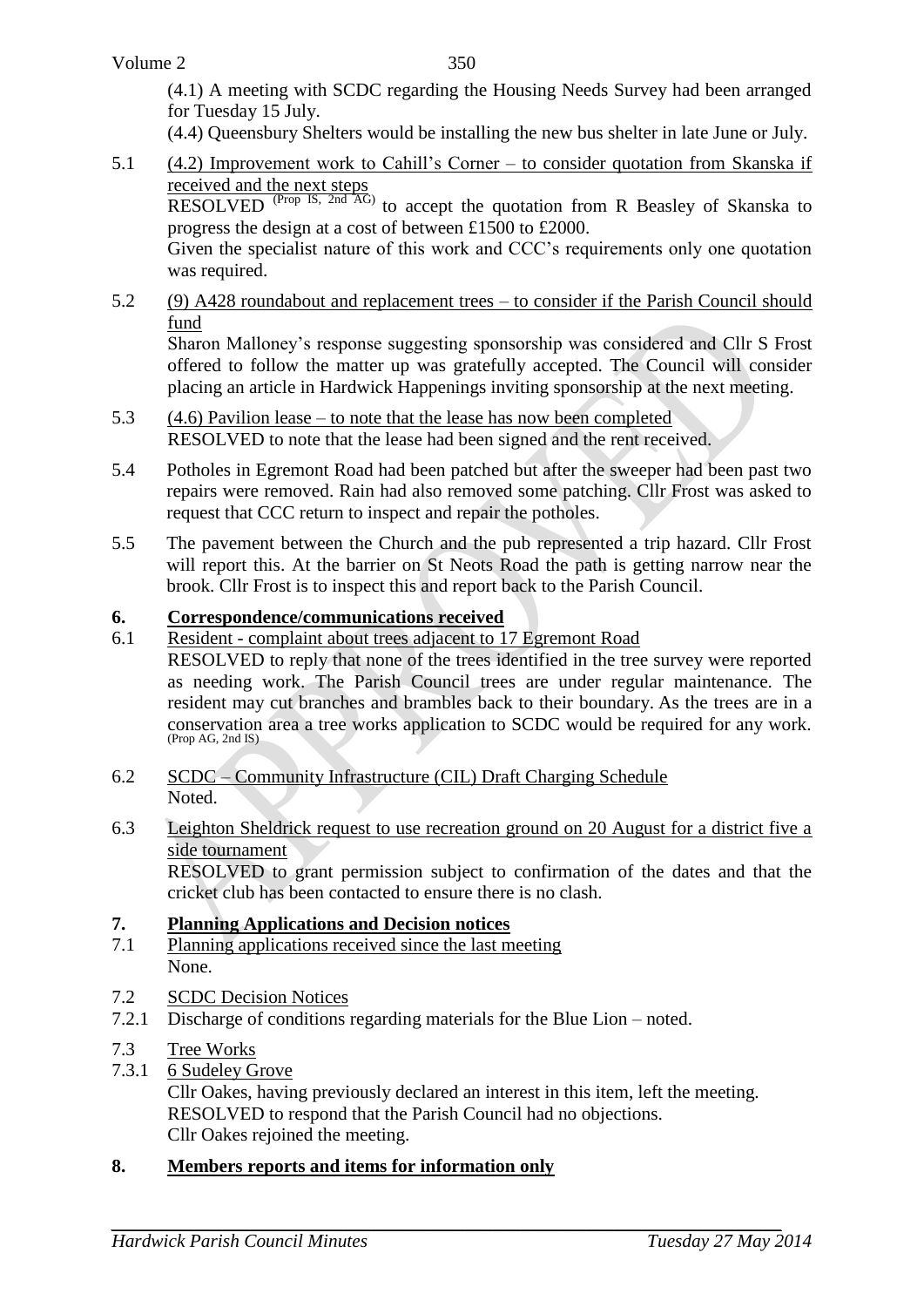(4.1) A meeting with SCDC regarding the Housing Needs Survey had been arranged for Tuesday 15 July.

(4.4) Queensbury Shelters would be installing the new bus shelter in late June or July.

5.1 <u>(4.2) Improvement work to Cahill's Corner – to consider quotation from Skanska if received and the next steps</u>

RESOLVED (Prop IS, 2nd AG) to accept the quotation from R Beasley of Skanska to progress the design at a cost of between £1500 to £2000.

Given the specialist nature of this work and CCC's requirements only one quotation was required.

5.2 <u>(9) A428 roundabout and replacement trees – to consider if the Parish Council should fund</u>

Sharon Malloney's response suggesting sponsorship was considered and Cllr S Frost offered to follow the matter up was gratefully accepted. The Council will consider placing an article in Hardwick Happenings inviting sponsorship at the next meeting.

5.3 <u>(4.6) Pavilion lease – to note that the lease has now been completed</u>

RESOLVED to note that the lease had been signed and the rent received.

5.4 Potholes in Egremont Road had been patched but after the sweeper had been past two repairs were removed. Rain had also removed some patching. Cllr Frost was asked to request that CCC return to inspect and repair the potholes.

5.5 The pavement between the Church and the pub represented a trip hazard. Cllr Frost will report this. At the barrier on St Neots Road the path is getting narrow near the brook. Cllr Frost is to inspect this and report back to the Parish Council.

## 6. Correspondence/communications received

6.1 <u>Resident - complaint about trees adjacent to 17 Egremont Road</u>

RESOLVED to reply that none of the trees identified in the tree survey were reported as needing work. The Parish Council trees are under regular maintenance. The resident may cut branches and brambles back to their boundary. As the trees are in a conservation area a tree works application to SCDC would be required for any work. (Prop AG, 2nd IS)

6.2 <u>SCDC – Community Infrastructure (CIL) Draft Charging Schedule</u>

Noted.

6.3 <u>Leighton Sheldrick request to use recreation ground on 20 August for a district five a side tournament</u>

RESOLVED to grant permission subject to confirmation of the dates and that the cricket club has been contacted to ensure there is no clash.

## 7. Planning Applications and Decision notices

7.1 <u>Planning applications received since the last meeting</u>

None.

7.2 <u>SCDC Decision Notices</u>

7.2.1 Discharge of conditions regarding materials for the Blue Lion – noted.

7.3 <u>Tree Works</u>

7.3.1 <u>6 Sudeley Grove</u>

Cllr Oakes, having previously declared an interest in this item, left the meeting.
RESOLVED to respond that the Parish Council had no objections.
Cllr Oakes rejoined the meeting.

## 8. Members reports and items for information only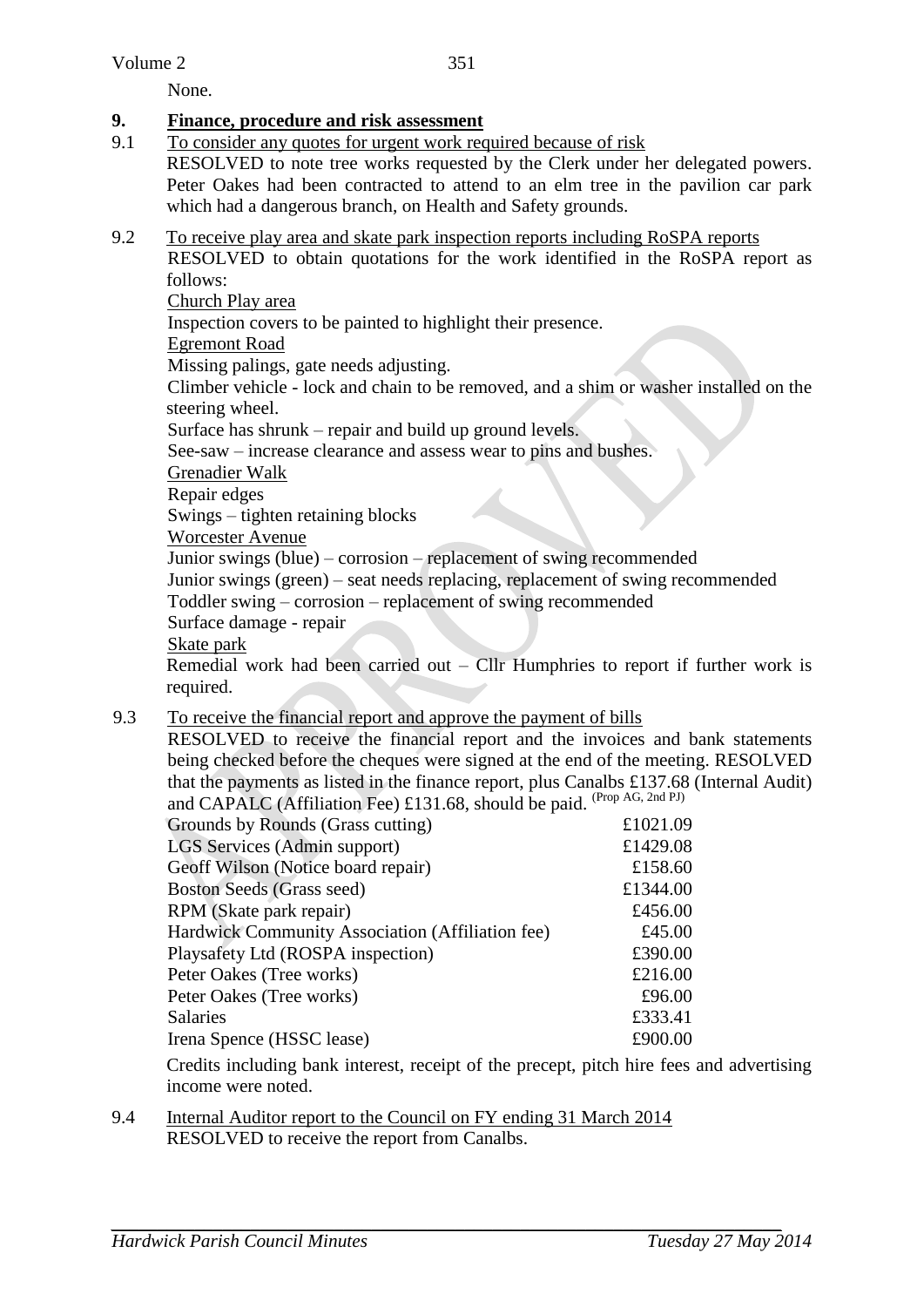None.

## 9. Finance, procedure and risk assessment

9.1 To consider any quotes for urgent work required because of risk

RESOLVED to note tree works requested by the Clerk under her delegated powers. Peter Oakes had been contracted to attend to an elm tree in the pavilion car park which had a dangerous branch, on Health and Safety grounds.

9.2 To receive play area and skate park inspection reports including RoSPA reports

RESOLVED to obtain quotations for the work identified in the RoSPA report as follows:

Church Play area

Inspection covers to be painted to highlight their presence.

Egremont Road

Missing palings, gate needs adjusting.

Climber vehicle - lock and chain to be removed, and a shim or washer installed on the steering wheel.

Surface has shrunk – repair and build up ground levels.

See-saw – increase clearance and assess wear to pins and bushes.

Grenadier Walk

Repair edges

Swings – tighten retaining blocks

Worcester Avenue

Junior swings (blue) – corrosion – replacement of swing recommended

Junior swings (green) – seat needs replacing, replacement of swing recommended

Toddler swing – corrosion – replacement of swing recommended

Surface damage - repair

Skate park

Remedial work had been carried out – Cllr Humphries to report if further work is required.

9.3 To receive the financial report and approve the payment of bills

RESOLVED to receive the financial report and the invoices and bank statements being checked before the cheques were signed at the end of the meeting. RESOLVED that the payments as listed in the finance report, plus Canalbs £137.68 (Internal Audit) and CAPALC (Affiliation Fee) £131.68, should be paid. (Prop AG, 2nd PJ)

| | |
|---|---|
| Grounds by Rounds (Grass cutting) | £1021.09 |
| LGS Services (Admin support) | £1429.08 |
| Geoff Wilson (Notice board repair) | £158.60 |
| Boston Seeds (Grass seed) | £1344.00 |
| RPM (Skate park repair) | £456.00 |
| Hardwick Community Association (Affiliation fee) | £45.00 |
| Playsafety Ltd (ROSPA inspection) | £390.00 |
| Peter Oakes (Tree works) | £216.00 |
| Peter Oakes (Tree works) | £96.00 |
| Salaries | £333.41 |
| Irena Spence (HSSC lease) | £900.00 |

Credits including bank interest, receipt of the precept, pitch hire fees and advertising income were noted.

9.4 Internal Auditor report to the Council on FY ending 31 March 2014

RESOLVED to receive the report from Canalbs.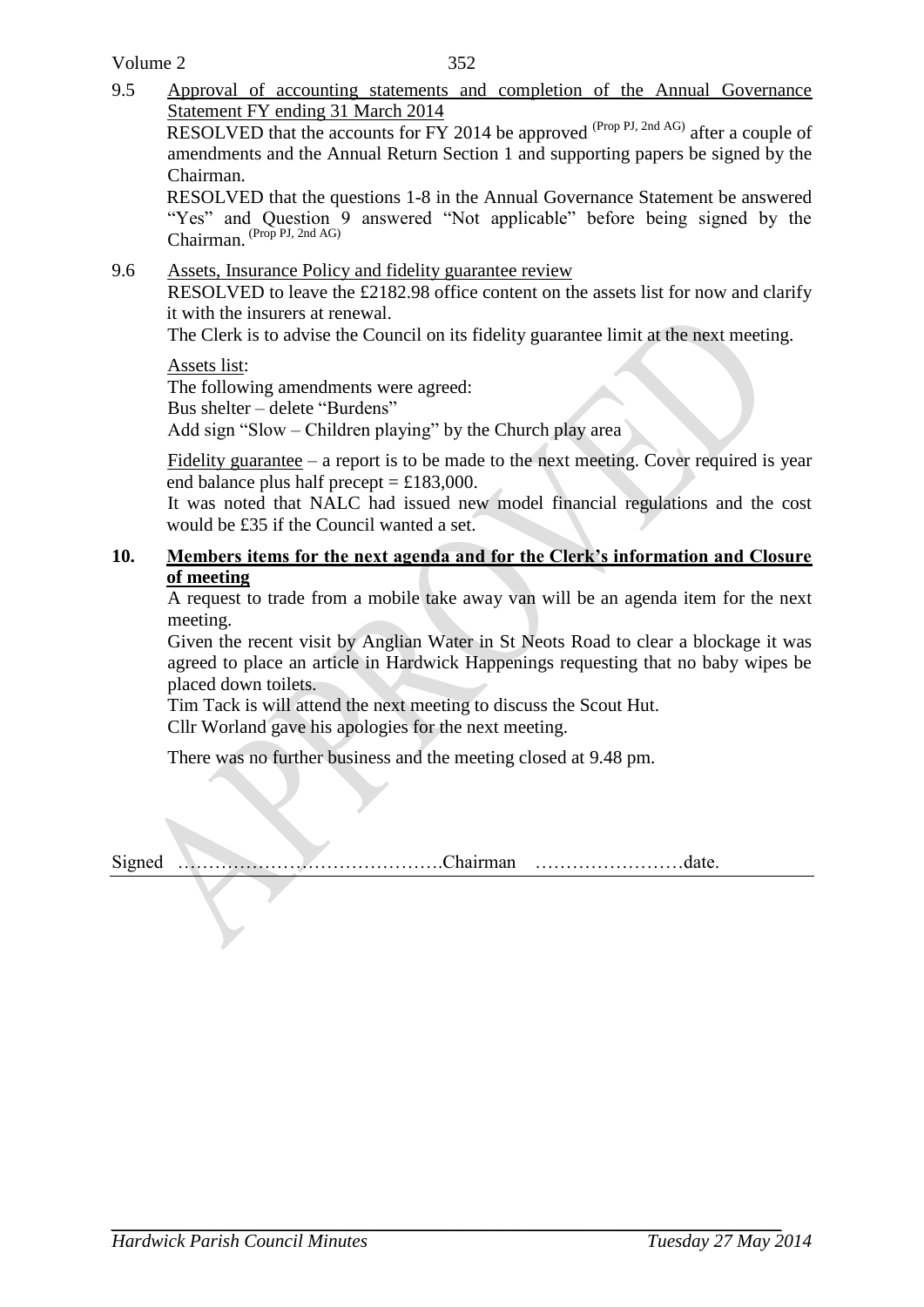9.5 Approval of accounting statements and completion of the Annual Governance Statement FY ending 31 March 2014

RESOLVED that the accounts for FY 2014 be approved (Prop PJ, 2nd AG) after a couple of amendments and the Annual Return Section 1 and supporting papers be signed by the Chairman.

RESOLVED that the questions 1-8 in the Annual Governance Statement be answered "Yes" and Question 9 answered "Not applicable" before being signed by the Chairman. (Prop PJ, 2nd AG)

9.6 Assets, Insurance Policy and fidelity guarantee review

RESOLVED to leave the £2182.98 office content on the assets list for now and clarify it with the insurers at renewal.

The Clerk is to advise the Council on its fidelity guarantee limit at the next meeting.

Assets list:
The following amendments were agreed:
Bus shelter – delete "Burdens"
Add sign "Slow – Children playing" by the Church play area

Fidelity guarantee – a report is to be made to the next meeting. Cover required is year end balance plus half precept = £183,000.

It was noted that NALC had issued new model financial regulations and the cost would be £35 if the Council wanted a set.

## 10. Members items for the next agenda and for the Clerk's information and Closure of meeting

A request to trade from a mobile take away van will be an agenda item for the next meeting.

Given the recent visit by Anglian Water in St Neots Road to clear a blockage it was agreed to place an article in Hardwick Happenings requesting that no baby wipes be placed down toilets.

Tim Tack is will attend the next meeting to discuss the Scout Hut.

Cllr Worland gave his apologies for the next meeting.

There was no further business and the meeting closed at 9.48 pm.

Signed …………………………………….Chairman ……………………date.